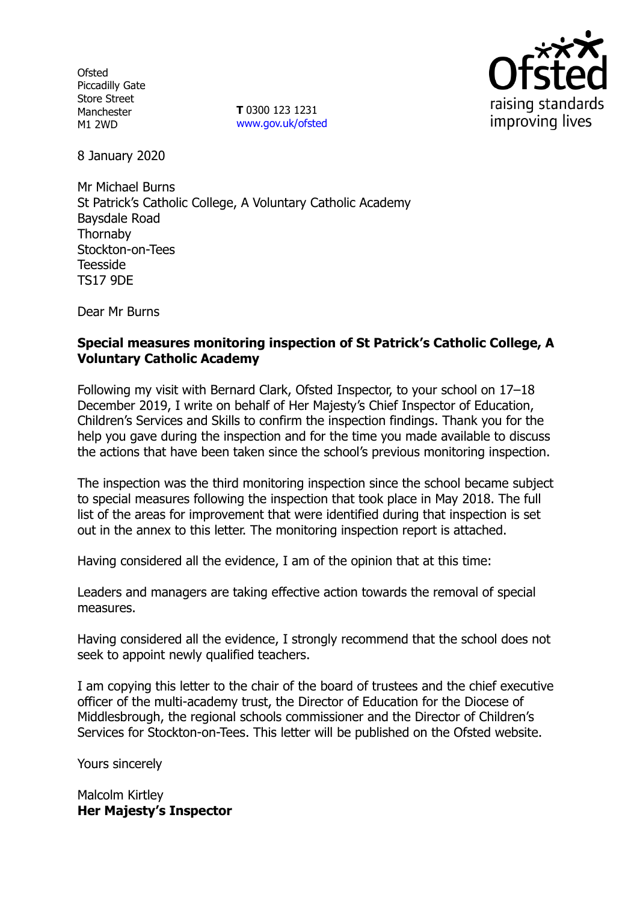Ofsted
Piccadilly Gate
Store Street
Manchester
M1 2WD

**T** 0300 123 1231
www.gov.uk/ofsted

8 January 2020

Mr Michael Burns
St Patrick's Catholic College, A Voluntary Catholic Academy
Baysdale Road
Thornaby
Stockton-on-Tees
Teesside
TS17 9DE

Dear Mr Burns

**Special measures monitoring inspection of St Patrick's Catholic College, A Voluntary Catholic Academy**

Following my visit with Bernard Clark, Ofsted Inspector, to your school on 17–18 December 2019, I write on behalf of Her Majesty's Chief Inspector of Education, Children's Services and Skills to confirm the inspection findings. Thank you for the help you gave during the inspection and for the time you made available to discuss the actions that have been taken since the school's previous monitoring inspection.

The inspection was the third monitoring inspection since the school became subject to special measures following the inspection that took place in May 2018. The full list of the areas for improvement that were identified during that inspection is set out in the annex to this letter. The monitoring inspection report is attached.

Having considered all the evidence, I am of the opinion that at this time:

Leaders and managers are taking effective action towards the removal of special measures.

Having considered all the evidence, I strongly recommend that the school does not seek to appoint newly qualified teachers.

I am copying this letter to the chair of the board of trustees and the chief executive officer of the multi-academy trust, the Director of Education for the Diocese of Middlesbrough, the regional schools commissioner and the Director of Children's Services for Stockton-on-Tees. This letter will be published on the Ofsted website.

Yours sincerely

Malcolm Kirtley
**Her Majesty's Inspector**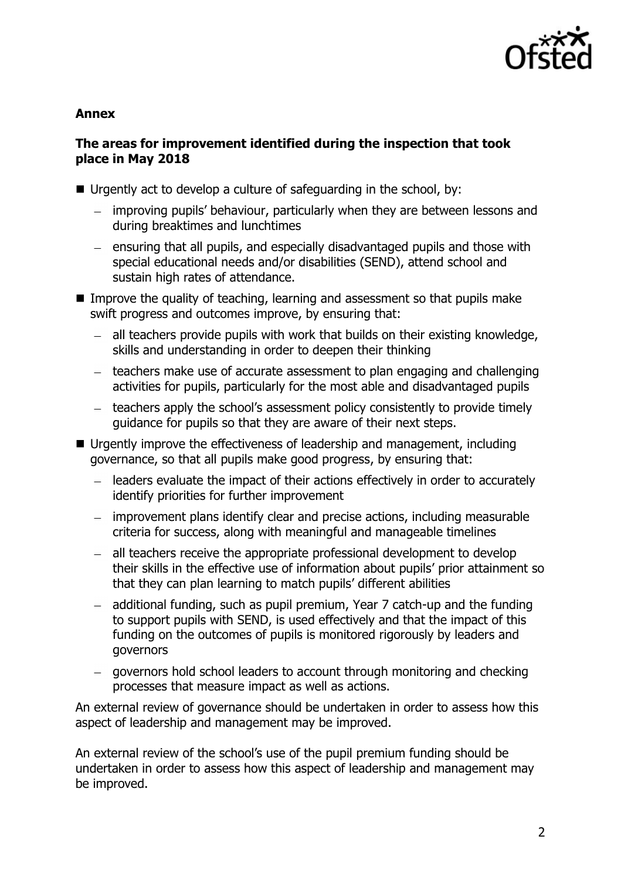**Annex**

**The areas for improvement identified during the inspection that took place in May 2018**

- Urgently act to develop a culture of safeguarding in the school, by:
  - improving pupils' behaviour, particularly when they are between lessons and during breaktimes and lunchtimes
  - ensuring that all pupils, and especially disadvantaged pupils and those with special educational needs and/or disabilities (SEND), attend school and sustain high rates of attendance.
- Improve the quality of teaching, learning and assessment so that pupils make swift progress and outcomes improve, by ensuring that:
  - all teachers provide pupils with work that builds on their existing knowledge, skills and understanding in order to deepen their thinking
  - teachers make use of accurate assessment to plan engaging and challenging activities for pupils, particularly for the most able and disadvantaged pupils
  - teachers apply the school's assessment policy consistently to provide timely guidance for pupils so that they are aware of their next steps.
- Urgently improve the effectiveness of leadership and management, including governance, so that all pupils make good progress, by ensuring that:
  - leaders evaluate the impact of their actions effectively in order to accurately identify priorities for further improvement
  - improvement plans identify clear and precise actions, including measurable criteria for success, along with meaningful and manageable timelines
  - all teachers receive the appropriate professional development to develop their skills in the effective use of information about pupils' prior attainment so that they can plan learning to match pupils' different abilities
  - additional funding, such as pupil premium, Year 7 catch-up and the funding to support pupils with SEND, is used effectively and that the impact of this funding on the outcomes of pupils is monitored rigorously by leaders and governors
  - governors hold school leaders to account through monitoring and checking processes that measure impact as well as actions.

An external review of governance should be undertaken in order to assess how this aspect of leadership and management may be improved.

An external review of the school's use of the pupil premium funding should be undertaken in order to assess how this aspect of leadership and management may be improved.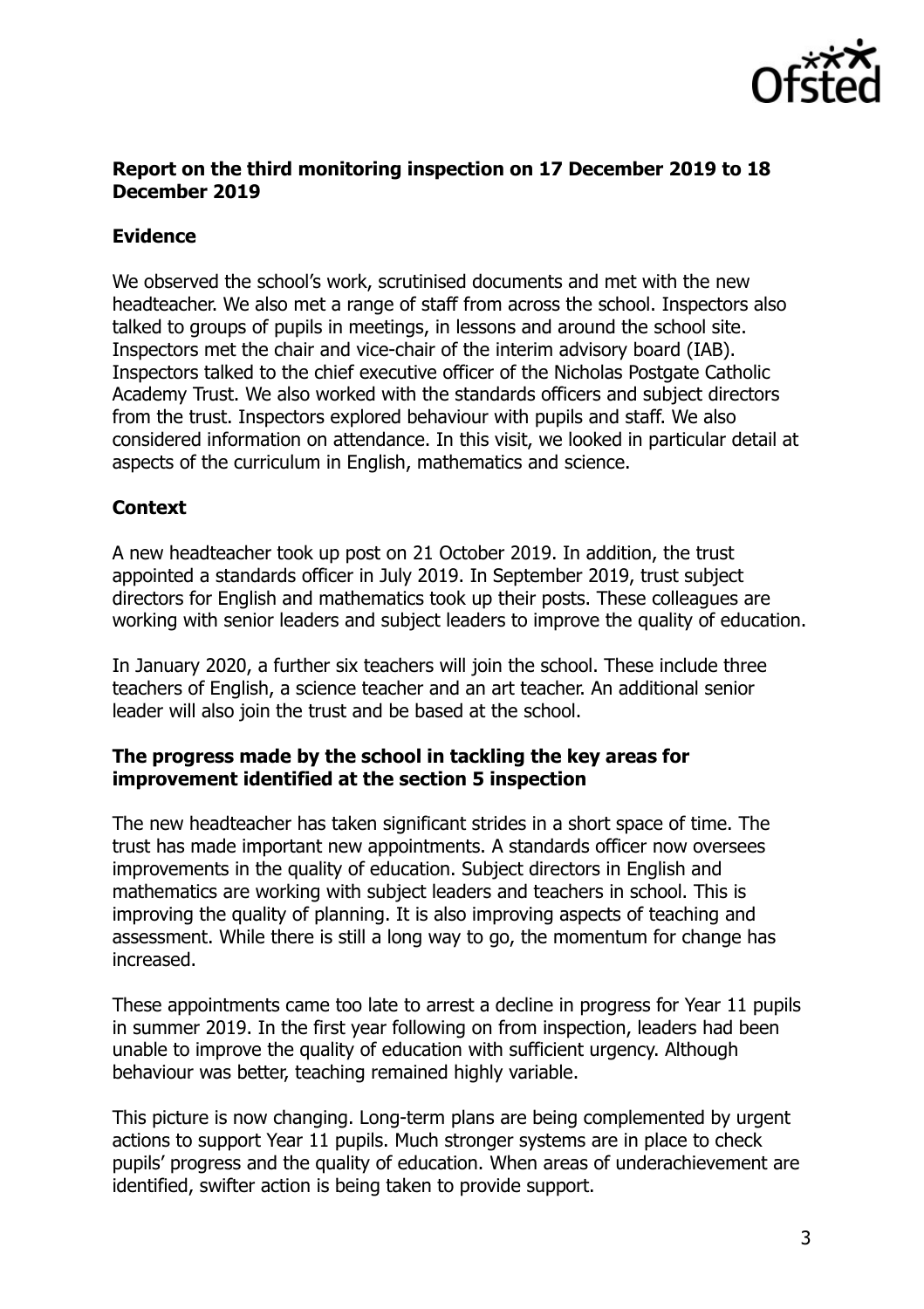## Report on the third monitoring inspection on 17 December 2019 to 18 December 2019

### Evidence

We observed the school's work, scrutinised documents and met with the new headteacher. We also met a range of staff from across the school. Inspectors also talked to groups of pupils in meetings, in lessons and around the school site. Inspectors met the chair and vice-chair of the interim advisory board (IAB). Inspectors talked to the chief executive officer of the Nicholas Postgate Catholic Academy Trust. We also worked with the standards officers and subject directors from the trust. Inspectors explored behaviour with pupils and staff. We also considered information on attendance. In this visit, we looked in particular detail at aspects of the curriculum in English, mathematics and science.

### Context

A new headteacher took up post on 21 October 2019. In addition, the trust appointed a standards officer in July 2019. In September 2019, trust subject directors for English and mathematics took up their posts. These colleagues are working with senior leaders and subject leaders to improve the quality of education.

In January 2020, a further six teachers will join the school. These include three teachers of English, a science teacher and an art teacher. An additional senior leader will also join the trust and be based at the school.

### The progress made by the school in tackling the key areas for improvement identified at the section 5 inspection

The new headteacher has taken significant strides in a short space of time. The trust has made important new appointments. A standards officer now oversees improvements in the quality of education. Subject directors in English and mathematics are working with subject leaders and teachers in school. This is improving the quality of planning. It is also improving aspects of teaching and assessment. While there is still a long way to go, the momentum for change has increased.

These appointments came too late to arrest a decline in progress for Year 11 pupils in summer 2019. In the first year following on from inspection, leaders had been unable to improve the quality of education with sufficient urgency. Although behaviour was better, teaching remained highly variable.

This picture is now changing. Long-term plans are being complemented by urgent actions to support Year 11 pupils. Much stronger systems are in place to check pupils' progress and the quality of education. When areas of underachievement are identified, swifter action is being taken to provide support.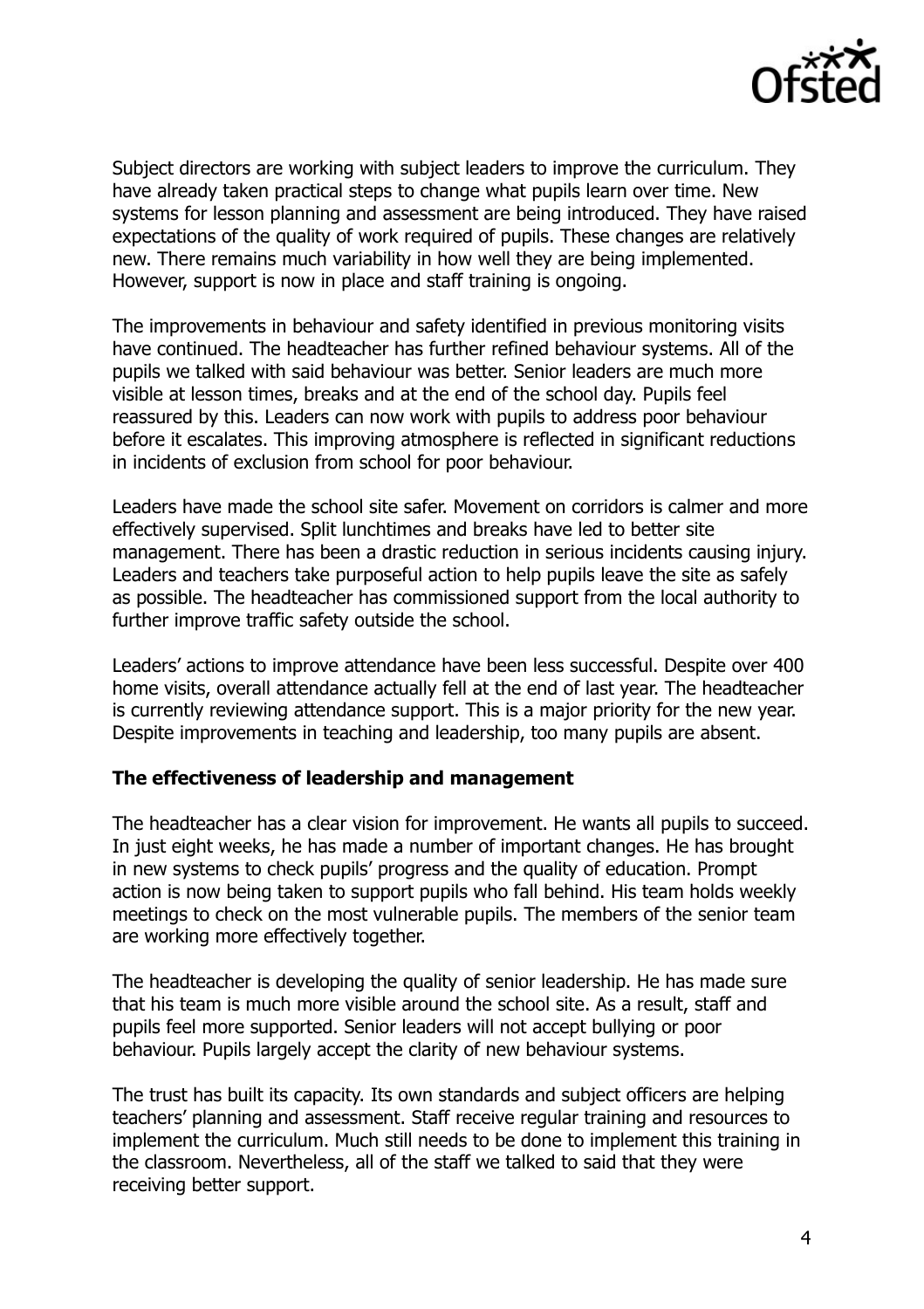Subject directors are working with subject leaders to improve the curriculum. They have already taken practical steps to change what pupils learn over time. New systems for lesson planning and assessment are being introduced. They have raised expectations of the quality of work required of pupils. These changes are relatively new. There remains much variability in how well they are being implemented. However, support is now in place and staff training is ongoing.

The improvements in behaviour and safety identified in previous monitoring visits have continued. The headteacher has further refined behaviour systems. All of the pupils we talked with said behaviour was better. Senior leaders are much more visible at lesson times, breaks and at the end of the school day. Pupils feel reassured by this. Leaders can now work with pupils to address poor behaviour before it escalates. This improving atmosphere is reflected in significant reductions in incidents of exclusion from school for poor behaviour.

Leaders have made the school site safer. Movement on corridors is calmer and more effectively supervised. Split lunchtimes and breaks have led to better site management. There has been a drastic reduction in serious incidents causing injury. Leaders and teachers take purposeful action to help pupils leave the site as safely as possible. The headteacher has commissioned support from the local authority to further improve traffic safety outside the school.

Leaders' actions to improve attendance have been less successful. Despite over 400 home visits, overall attendance actually fell at the end of last year. The headteacher is currently reviewing attendance support. This is a major priority for the new year. Despite improvements in teaching and leadership, too many pupils are absent.

**The effectiveness of leadership and management**

The headteacher has a clear vision for improvement. He wants all pupils to succeed. In just eight weeks, he has made a number of important changes. He has brought in new systems to check pupils' progress and the quality of education. Prompt action is now being taken to support pupils who fall behind. His team holds weekly meetings to check on the most vulnerable pupils. The members of the senior team are working more effectively together.

The headteacher is developing the quality of senior leadership. He has made sure that his team is much more visible around the school site. As a result, staff and pupils feel more supported. Senior leaders will not accept bullying or poor behaviour. Pupils largely accept the clarity of new behaviour systems.

The trust has built its capacity. Its own standards and subject officers are helping teachers' planning and assessment. Staff receive regular training and resources to implement the curriculum. Much still needs to be done to implement this training in the classroom. Nevertheless, all of the staff we talked to said that they were receiving better support.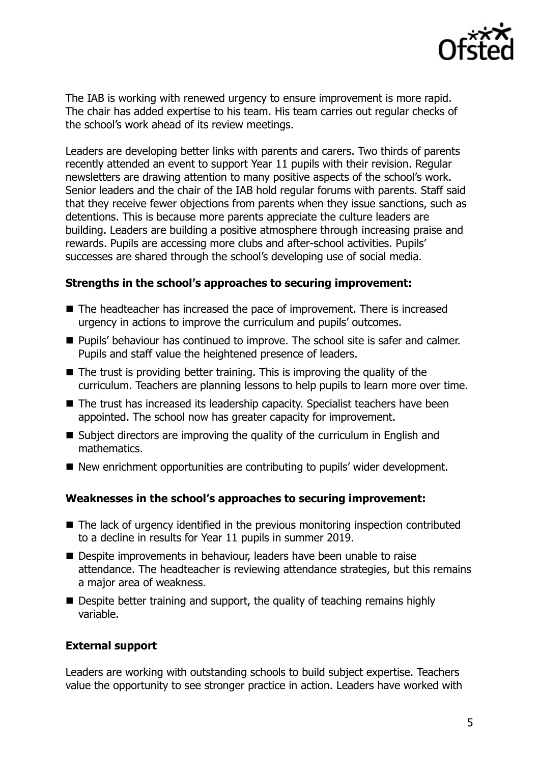The IAB is working with renewed urgency to ensure improvement is more rapid. The chair has added expertise to his team. His team carries out regular checks of the school's work ahead of its review meetings.

Leaders are developing better links with parents and carers. Two thirds of parents recently attended an event to support Year 11 pupils with their revision. Regular newsletters are drawing attention to many positive aspects of the school's work. Senior leaders and the chair of the IAB hold regular forums with parents. Staff said that they receive fewer objections from parents when they issue sanctions, such as detentions. This is because more parents appreciate the culture leaders are building. Leaders are building a positive atmosphere through increasing praise and rewards. Pupils are accessing more clubs and after-school activities. Pupils' successes are shared through the school's developing use of social media.

**Strengths in the school's approaches to securing improvement:**

- The headteacher has increased the pace of improvement. There is increased urgency in actions to improve the curriculum and pupils' outcomes.
- Pupils' behaviour has continued to improve. The school site is safer and calmer. Pupils and staff value the heightened presence of leaders.
- The trust is providing better training. This is improving the quality of the curriculum. Teachers are planning lessons to help pupils to learn more over time.
- The trust has increased its leadership capacity. Specialist teachers have been appointed. The school now has greater capacity for improvement.
- Subject directors are improving the quality of the curriculum in English and mathematics.
- New enrichment opportunities are contributing to pupils' wider development.

**Weaknesses in the school's approaches to securing improvement:**

- The lack of urgency identified in the previous monitoring inspection contributed to a decline in results for Year 11 pupils in summer 2019.
- Despite improvements in behaviour, leaders have been unable to raise attendance. The headteacher is reviewing attendance strategies, but this remains a major area of weakness.
- Despite better training and support, the quality of teaching remains highly variable.

**External support**

Leaders are working with outstanding schools to build subject expertise. Teachers value the opportunity to see stronger practice in action. Leaders have worked with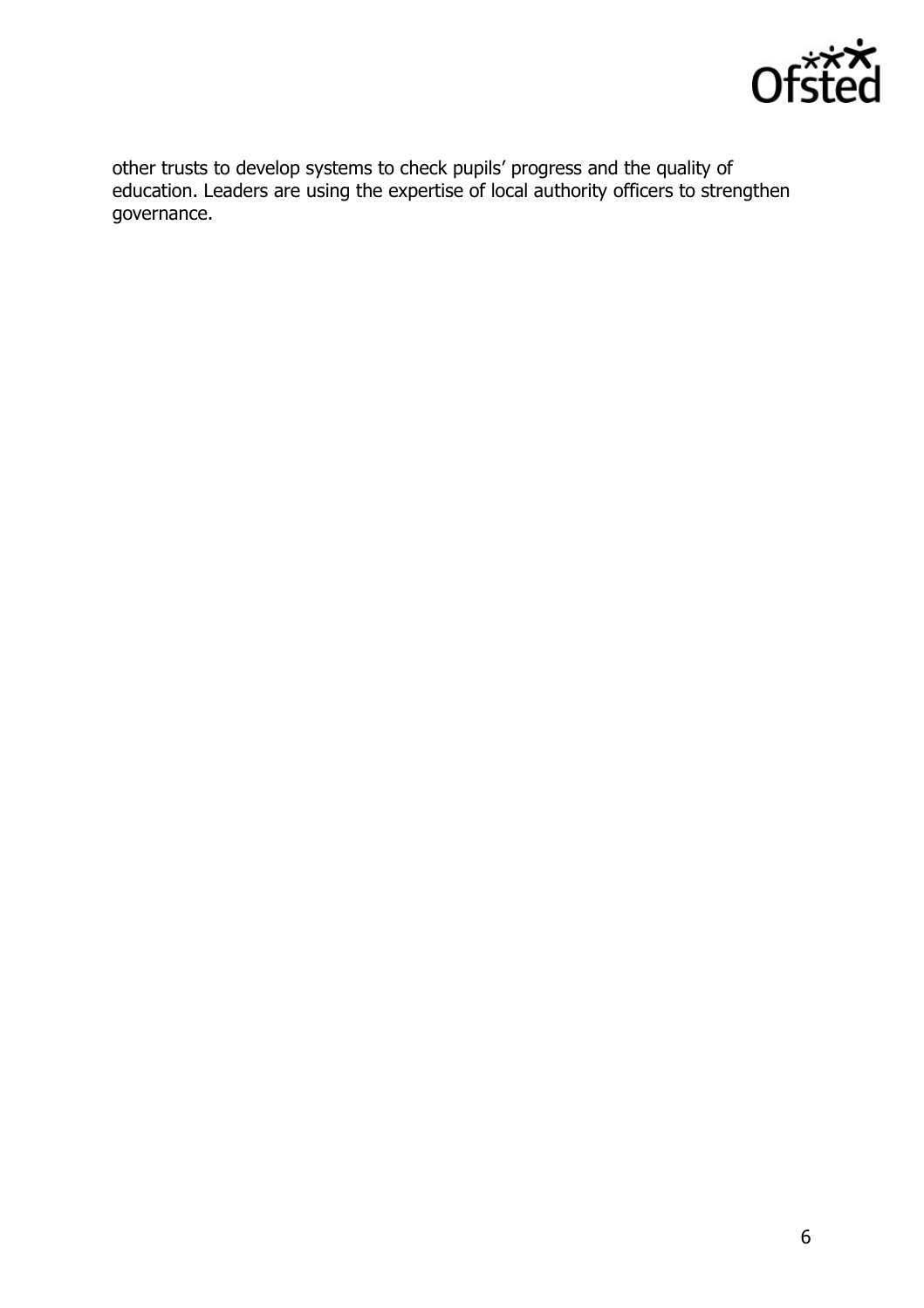other trusts to develop systems to check pupils' progress and the quality of education. Leaders are using the expertise of local authority officers to strengthen governance.